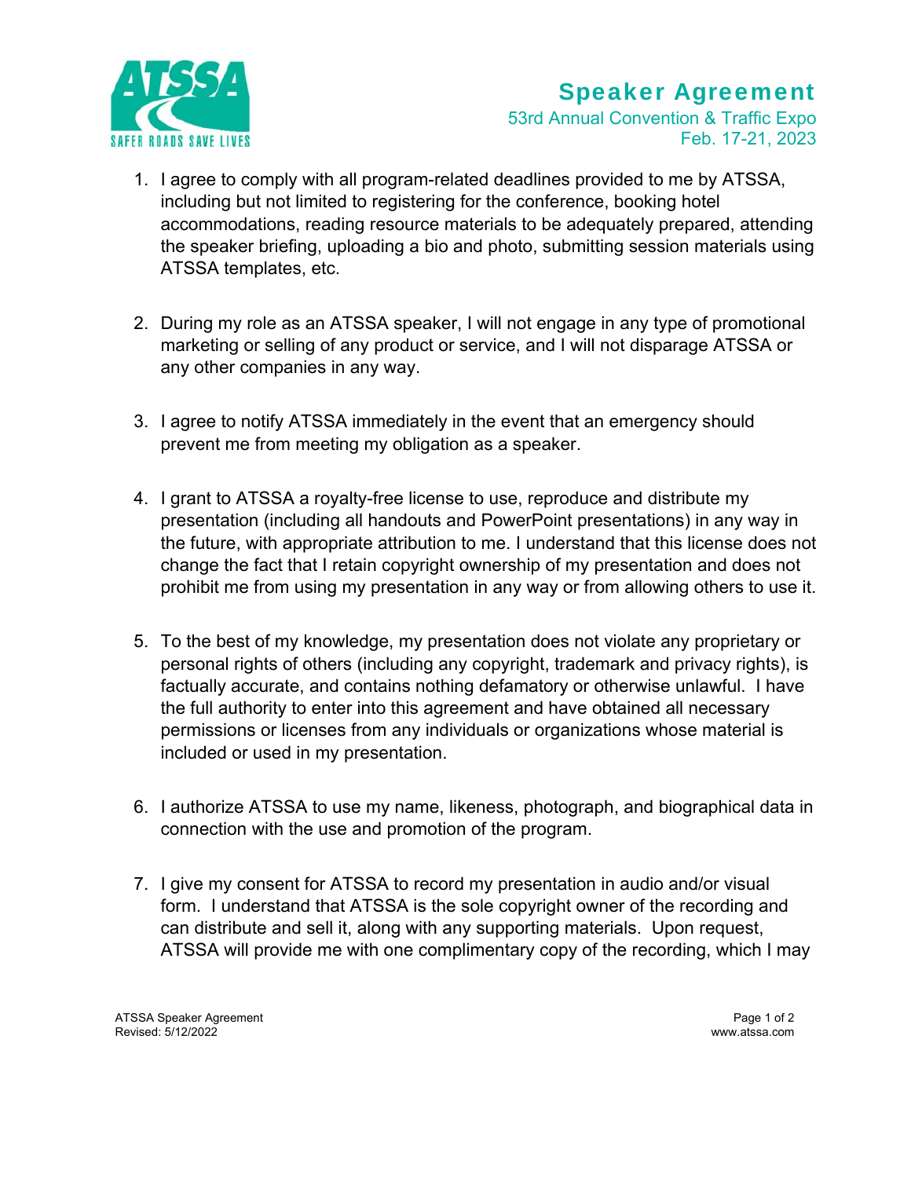# Speaker Agreement

53rd Annual Convention & Traffic Expo
Feb. 17-21, 2023

1. I agree to comply with all program-related deadlines provided to me by ATSSA, including but not limited to registering for the conference, booking hotel accommodations, reading resource materials to be adequately prepared, attending the speaker briefing, uploading a bio and photo, submitting session materials using ATSSA templates, etc.

2. During my role as an ATSSA speaker, I will not engage in any type of promotional marketing or selling of any product or service, and I will not disparage ATSSA or any other companies in any way.

3. I agree to notify ATSSA immediately in the event that an emergency should prevent me from meeting my obligation as a speaker.

4. I grant to ATSSA a royalty-free license to use, reproduce and distribute my presentation (including all handouts and PowerPoint presentations) in any way in the future, with appropriate attribution to me. I understand that this license does not change the fact that I retain copyright ownership of my presentation and does not prohibit me from using my presentation in any way or from allowing others to use it.

5. To the best of my knowledge, my presentation does not violate any proprietary or personal rights of others (including any copyright, trademark and privacy rights), is factually accurate, and contains nothing defamatory or otherwise unlawful. I have the full authority to enter into this agreement and have obtained all necessary permissions or licenses from any individuals or organizations whose material is included or used in my presentation.

6. I authorize ATSSA to use my name, likeness, photograph, and biographical data in connection with the use and promotion of the program.

7. I give my consent for ATSSA to record my presentation in audio and/or visual form. I understand that ATSSA is the sole copyright owner of the recording and can distribute and sell it, along with any supporting materials. Upon request, ATSSA will provide me with one complimentary copy of the recording, which I may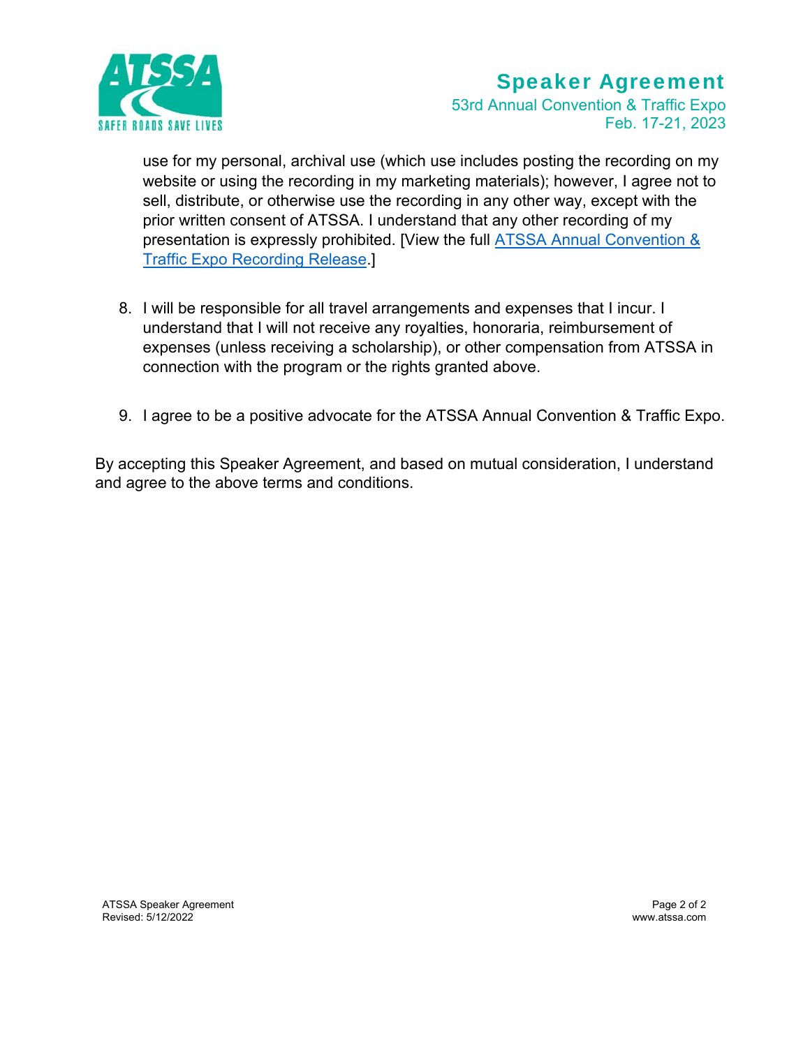use for my personal, archival use (which use includes posting the recording on my website or using the recording in my marketing materials); however, I agree not to sell, distribute, or otherwise use the recording in any other way, except with the prior written consent of ATSSA. I understand that any other recording of my presentation is expressly prohibited. [View the full ATSSA Annual Convention & Traffic Expo Recording Release.]

8. I will be responsible for all travel arrangements and expenses that I incur. I understand that I will not receive any royalties, honoraria, reimbursement of expenses (unless receiving a scholarship), or other compensation from ATSSA in connection with the program or the rights granted above.

9. I agree to be a positive advocate for the ATSSA Annual Convention & Traffic Expo.

By accepting this Speaker Agreement, and based on mutual consideration, I understand and agree to the above terms and conditions.